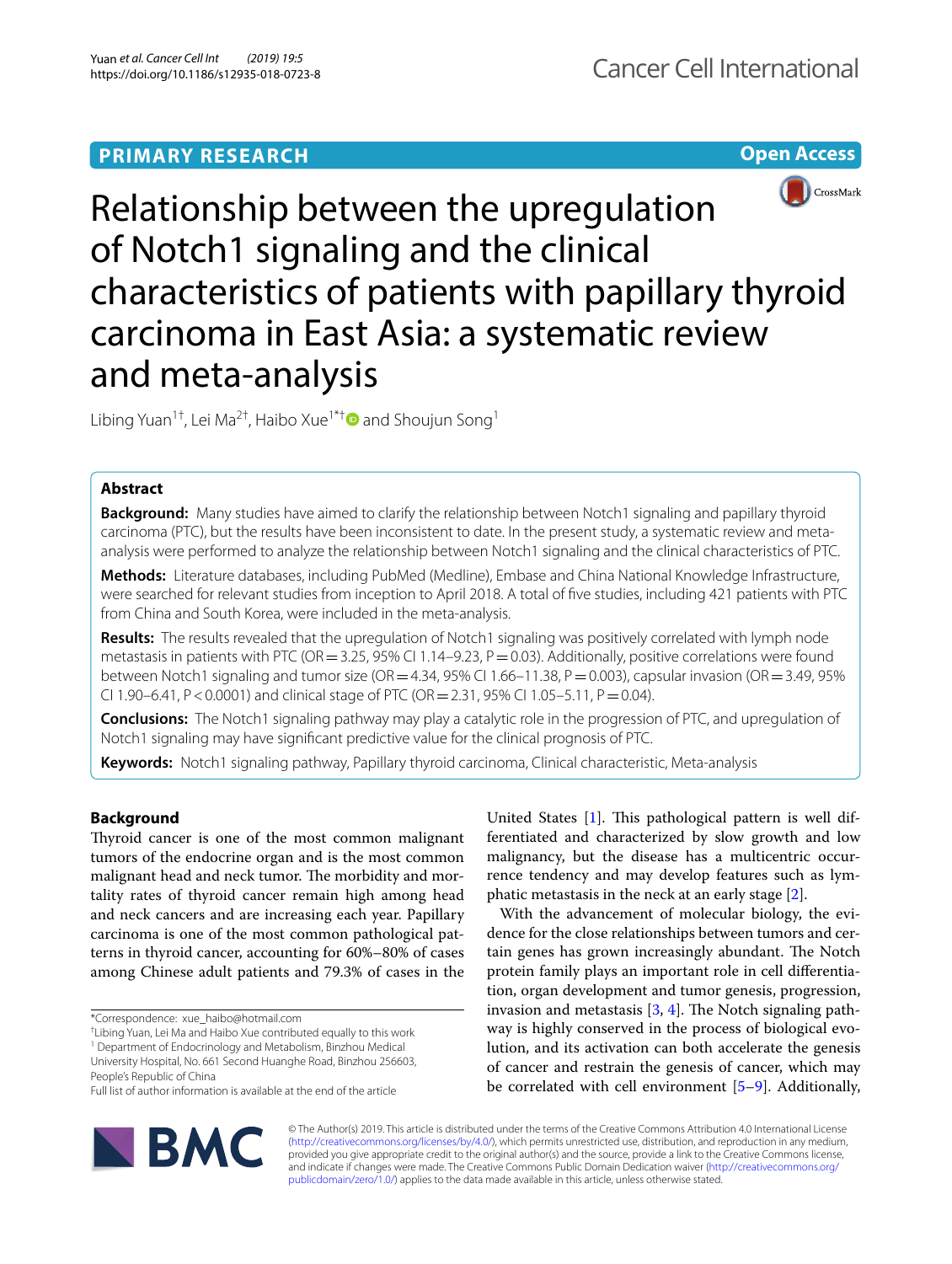PRIMARY RESEARCH

Open Access

# Relationship between the upregulation of Notch1 signaling and the clinical characteristics of patients with papillary thyroid carcinoma in East Asia: a systematic review and meta-analysis

Libing Yuan[1†], Lei Ma[2†], Haibo Xue[1*†] and Shoujun Song[1]

## Abstract

**Background:** Many studies have aimed to clarify the relationship between Notch1 signaling and papillary thyroid carcinoma (PTC), but the results have been inconsistent to date. In the present study, a systematic review and meta-analysis were performed to analyze the relationship between Notch1 signaling and the clinical characteristics of PTC.

**Methods:** Literature databases, including PubMed (Medline), Embase and China National Knowledge Infrastructure, were searched for relevant studies from inception to April 2018. A total of five studies, including 421 patients with PTC from China and South Korea, were included in the meta-analysis.

**Results:** The results revealed that the upregulation of Notch1 signaling was positively correlated with lymph node metastasis in patients with PTC (OR = 3.25, 95% CI 1.14–9.23, P = 0.03). Additionally, positive correlations were found between Notch1 signaling and tumor size (OR = 4.34, 95% CI 1.66–11.38, P = 0.003), capsular invasion (OR = 3.49, 95% CI 1.90–6.41, P < 0.0001) and clinical stage of PTC (OR = 2.31, 95% CI 1.05–5.11, P = 0.04).

**Conclusions:** The Notch1 signaling pathway may play a catalytic role in the progression of PTC, and upregulation of Notch1 signaling may have significant predictive value for the clinical prognosis of PTC.

**Keywords:** Notch1 signaling pathway, Papillary thyroid carcinoma, Clinical characteristic, Meta-analysis

## Background

Thyroid cancer is one of the most common malignant tumors of the endocrine organ and is the most common malignant head and neck tumor. The morbidity and mortality rates of thyroid cancer remain high among head and neck cancers and are increasing each year. Papillary carcinoma is one of the most common pathological patterns in thyroid cancer, accounting for 60%–80% of cases among Chinese adult patients and 79.3% of cases in the United States [1]. This pathological pattern is well differentiated and characterized by slow growth and low malignancy, but the disease has a multicentric occurrence tendency and may develop features such as lymphatic metastasis in the neck at an early stage [2].

With the advancement of molecular biology, the evidence for the close relationships between tumors and certain genes has grown increasingly abundant. The Notch protein family plays an important role in cell differentiation, organ development and tumor genesis, progression, invasion and metastasis [3, 4]. The Notch signaling pathway is highly conserved in the process of biological evolution, and its activation can both accelerate the genesis of cancer and restrain the genesis of cancer, which may be correlated with cell environment [5–9]. Additionally,

*Correspondence: xue_haibo@hotmail.com

†Libing Yuan, Lei Ma and Haibo Xue contributed equally to this work

[1] Department of Endocrinology and Metabolism, Binzhou Medical University Hospital, No. 661 Second Huanghe Road, Binzhou 256603, People's Republic of China

Full list of author information is available at the end of the article

© The Author(s) 2019. This article is distributed under the terms of the Creative Commons Attribution 4.0 International License (http://creativecommons.org/licenses/by/4.0/), which permits unrestricted use, distribution, and reproduction in any medium, provided you give appropriate credit to the original author(s) and the source, provide a link to the Creative Commons license, and indicate if changes were made. The Creative Commons Public Domain Dedication waiver (http://creativecommons.org/publicdomain/zero/1.0/) applies to the data made available in this article, unless otherwise stated.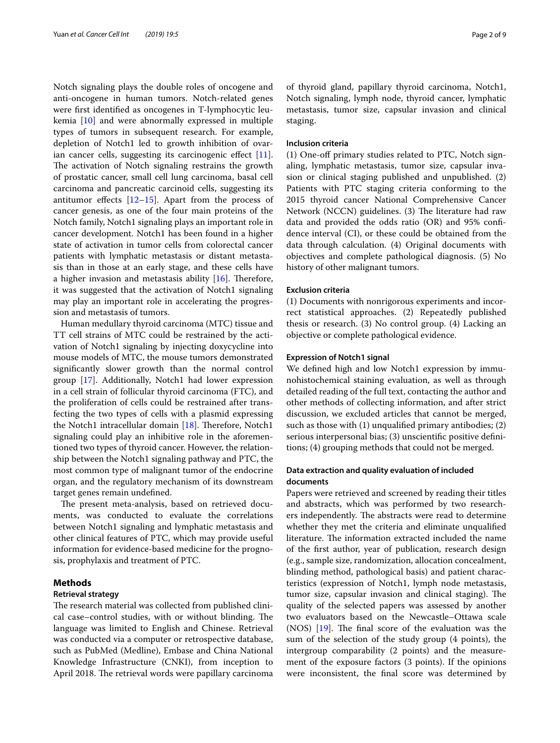Notch signaling plays the double roles of oncogene and anti-oncogene in human tumors. Notch-related genes were first identified as oncogenes in T-lymphocytic leukemia [10] and were abnormally expressed in multiple types of tumors in subsequent research. For example, depletion of Notch1 led to growth inhibition of ovarian cancer cells, suggesting its carcinogenic effect [11]. The activation of Notch signaling restrains the growth of prostatic cancer, small cell lung carcinoma, basal cell carcinoma and pancreatic carcinoid cells, suggesting its antitumor effects [12–15]. Apart from the process of cancer genesis, as one of the four main proteins of the Notch family, Notch1 signaling plays an important role in cancer development. Notch1 has been found in a higher state of activation in tumor cells from colorectal cancer patients with lymphatic metastasis or distant metastasis than in those at an early stage, and these cells have a higher invasion and metastasis ability [16]. Therefore, it was suggested that the activation of Notch1 signaling may play an important role in accelerating the progression and metastasis of tumors.

Human medullary thyroid carcinoma (MTC) tissue and TT cell strains of MTC could be restrained by the activation of Notch1 signaling by injecting doxycycline into mouse models of MTC, the mouse tumors demonstrated significantly slower growth than the normal control group [17]. Additionally, Notch1 had lower expression in a cell strain of follicular thyroid carcinoma (FTC), and the proliferation of cells could be restrained after transfecting the two types of cells with a plasmid expressing the Notch1 intracellular domain [18]. Therefore, Notch1 signaling could play an inhibitive role in the aforementioned two types of thyroid cancer. However, the relationship between the Notch1 signaling pathway and PTC, the most common type of malignant tumor of the endocrine organ, and the regulatory mechanism of its downstream target genes remain undefined.

The present meta-analysis, based on retrieved documents, was conducted to evaluate the correlations between Notch1 signaling and lymphatic metastasis and other clinical features of PTC, which may provide useful information for evidence-based medicine for the prognosis, prophylaxis and treatment of PTC.

## Methods

### Retrieval strategy

The research material was collected from published clinical case–control studies, with or without blinding. The language was limited to English and Chinese. Retrieval was conducted via a computer or retrospective database, such as PubMed (Medline), Embase and China National Knowledge Infrastructure (CNKI), from inception to April 2018. The retrieval words were papillary carcinoma of thyroid gland, papillary thyroid carcinoma, Notch1, Notch signaling, lymph node, thyroid cancer, lymphatic metastasis, tumor size, capsular invasion and clinical staging.

### Inclusion criteria

(1) One-off primary studies related to PTC, Notch signaling, lymphatic metastasis, tumor size, capsular invasion or clinical staging published and unpublished. (2) Patients with PTC staging criteria conforming to the 2015 thyroid cancer National Comprehensive Cancer Network (NCCN) guidelines. (3) The literature had raw data and provided the odds ratio (OR) and 95% confidence interval (CI), or these could be obtained from the data through calculation. (4) Original documents with objectives and complete pathological diagnosis. (5) No history of other malignant tumors.

### Exclusion criteria

(1) Documents with nonrigorous experiments and incorrect statistical approaches. (2) Repeatedly published thesis or research. (3) No control group. (4) Lacking an objective or complete pathological evidence.

### Expression of Notch1 signal

We defined high and low Notch1 expression by immunohistochemical staining evaluation, as well as through detailed reading of the full text, contacting the author and other methods of collecting information, and after strict discussion, we excluded articles that cannot be merged, such as those with (1) unqualified primary antibodies; (2) serious interpersonal bias; (3) unscientific positive definitions; (4) grouping methods that could not be merged.

### Data extraction and quality evaluation of included documents

Papers were retrieved and screened by reading their titles and abstracts, which was performed by two researchers independently. The abstracts were read to determine whether they met the criteria and eliminate unqualified literature. The information extracted included the name of the first author, year of publication, research design (e.g., sample size, randomization, allocation concealment, blinding method, pathological basis) and patient characteristics (expression of Notch1, lymph node metastasis, tumor size, capsular invasion and clinical staging). The quality of the selected papers was assessed by another two evaluators based on the Newcastle–Ottawa scale (NOS) [19]. The final score of the evaluation was the sum of the selection of the study group (4 points), the intergroup comparability (2 points) and the measurement of the exposure factors (3 points). If the opinions were inconsistent, the final score was determined by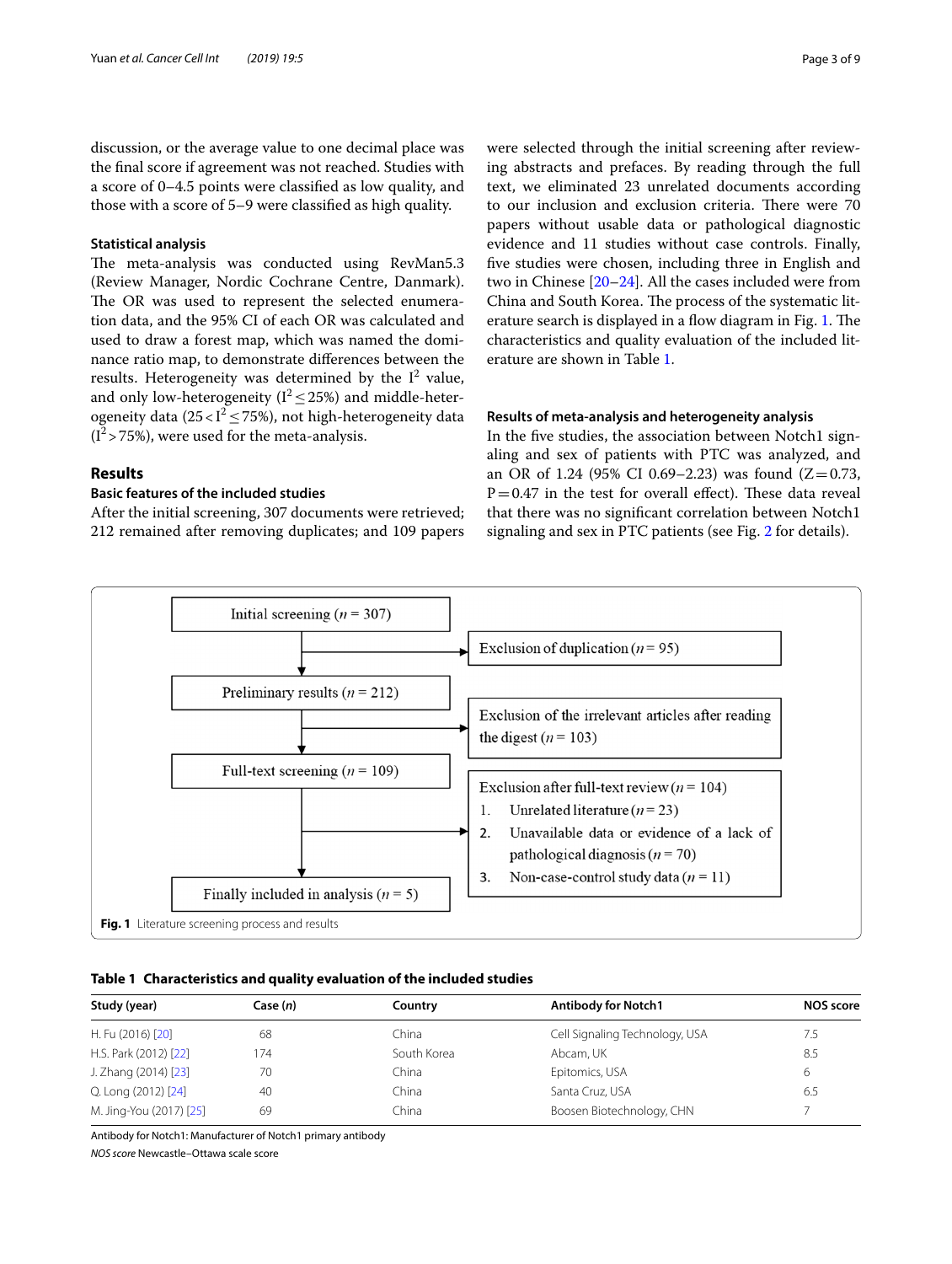discussion, or the average value to one decimal place was the final score if agreement was not reached. Studies with a score of 0–4.5 points were classified as low quality, and those with a score of 5–9 were classified as high quality.

### Statistical analysis

The meta-analysis was conducted using RevMan5.3 (Review Manager, Nordic Cochrane Centre, Danmark). The OR was used to represent the selected enumeration data, and the 95% CI of each OR was calculated and used to draw a forest map, which was named the dominance ratio map, to demonstrate differences between the results. Heterogeneity was determined by the $I^2$ value, and only low-heterogeneity ($I^2 \leq 25\%$) and middle-heterogeneity data ($25 < I^2 \leq 75\%$), not high-heterogeneity data ($I^2 > 75\%$), were used for the meta-analysis.

## Results

### Basic features of the included studies

After the initial screening, 307 documents were retrieved; 212 remained after removing duplicates; and 109 papers were selected through the initial screening after reviewing abstracts and prefaces. By reading through the full text, we eliminated 23 unrelated documents according to our inclusion and exclusion criteria. There were 70 papers without usable data or pathological diagnostic evidence and 11 studies without case controls. Finally, five studies were chosen, including three in English and two in Chinese [20–24]. All the cases included were from China and South Korea. The process of the systematic literature search is displayed in a flow diagram in Fig. 1. The characteristics and quality evaluation of the included literature are shown in Table 1.

### Results of meta-analysis and heterogeneity analysis

In the five studies, the association between Notch1 signaling and sex of patients with PTC was analyzed, and an OR of 1.24 (95% CI 0.69–2.23) was found (Z = 0.73, P = 0.47 in the test for overall effect). These data reveal that there was no significant correlation between Notch1 signaling and sex in PTC patients (see Fig. 2 for details).

Initial screening ($n$ = 307)
→ Exclusion of duplication ($n$ = 95)

Preliminary results ($n$ = 212)
→ Exclusion of the irrelevant articles after reading the digest ($n$ = 103)

Full-text screening ($n$ = 109)
→ Exclusion after full-text review ($n$ = 104)
1. Unrelated literature ($n$ = 23)
2. Unavailable data or evidence of a lack of pathological diagnosis ($n$ = 70)
3. Non-case-control study data ($n$ = 11)

Finally included in analysis ($n$ = 5)

**Fig. 1** Literature screening process and results

**Table 1 Characteristics and quality evaluation of the included studies**

| Study (year) | Case ($n$) | Country | Antibody for Notch1 | NOS score |
|---|---|---|---|---|
| H. Fu (2016) [20] | 68 | China | Cell Signaling Technology, USA | 7.5 |
| H.S. Park (2012) [22] | 174 | South Korea | Abcam, UK | 8.5 |
| J. Zhang (2014) [23] | 70 | China | Epitomics, USA | 6 |
| Q. Long (2012) [24] | 40 | China | Santa Cruz, USA | 6.5 |
| M. Jing-You (2017) [25] | 69 | China | Boosen Biotechnology, CHN | 7 |

Antibody for Notch1: Manufacturer of Notch1 primary antibody

*NOS score* Newcastle–Ottawa scale score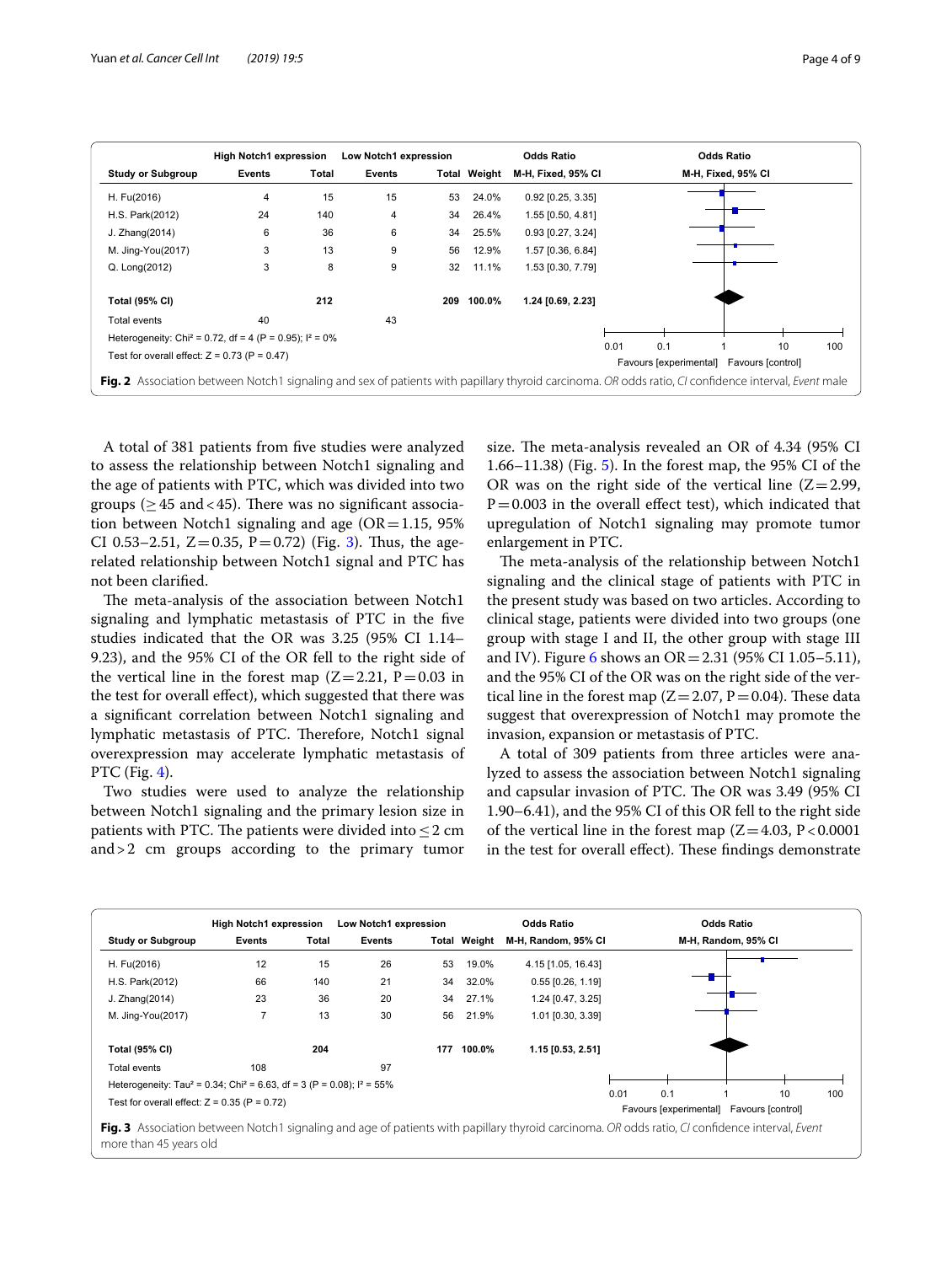| Study or Subgroup | High Notch1 expression Events | Total | Low Notch1 expression Events | Total | Weight | Odds Ratio M-H, Fixed, 95% CI |
|---|---|---|---|---|---|---|
| H. Fu(2016) | 4 | 15 | 15 | 53 | 24.0% | 0.92 [0.25, 3.35] |
| H.S. Park(2012) | 24 | 140 | 4 | 34 | 26.4% | 1.55 [0.50, 4.81] |
| J. Zhang(2014) | 6 | 36 | 6 | 34 | 25.5% | 0.93 [0.27, 3.24] |
| M. Jing-You(2017) | 3 | 13 | 9 | 56 | 12.9% | 1.57 [0.36, 6.84] |
| Q. Long(2012) | 3 | 8 | 9 | 32 | 11.1% | 1.53 [0.30, 7.79] |
| **Total (95% CI)** | | **212** | | **209** | **100.0%** | **1.24 [0.69, 2.23]** |
| Total events | 40 | | 43 | | | |

Heterogeneity: $Chi^2 = 0.72$, df = 4 (P = 0.95); $I^2 = 0\%$

Test for overall effect: Z = 0.73 (P = 0.47)

Favours [experimental] Favours [control]

**Fig. 2** Association between Notch1 signaling and sex of patients with papillary thyroid carcinoma. *OR* odds ratio, *CI* confidence interval, *Event* male

A total of 381 patients from five studies were analyzed to assess the relationship between Notch1 signaling and the age of patients with PTC, which was divided into two groups (≥ 45 and < 45). There was no significant association between Notch1 signaling and age (OR = 1.15, 95% CI 0.53–2.51, Z = 0.35, P = 0.72) (Fig. 3). Thus, the age-related relationship between Notch1 signal and PTC has not been clarified.

The meta-analysis of the association between Notch1 signaling and lymphatic metastasis of PTC in the five studies indicated that the OR was 3.25 (95% CI 1.14–9.23), and the 95% CI of the OR fell to the right side of the vertical line in the forest map (Z = 2.21, P = 0.03 in the test for overall effect), which suggested that there was a significant correlation between Notch1 signaling and lymphatic metastasis of PTC. Therefore, Notch1 signal overexpression may accelerate lymphatic metastasis of PTC (Fig. 4).

Two studies were used to analyze the relationship between Notch1 signaling and the primary lesion size in patients with PTC. The patients were divided into ≤ 2 cm and > 2 cm groups according to the primary tumor size. The meta-analysis revealed an OR of 4.34 (95% CI 1.66–11.38) (Fig. 5). In the forest map, the 95% CI of the OR was on the right side of the vertical line (Z = 2.99, P = 0.003 in the overall effect test), which indicated that upregulation of Notch1 signaling may promote tumor enlargement in PTC.

The meta-analysis of the relationship between Notch1 signaling and the clinical stage of patients with PTC in the present study was based on two articles. According to clinical stage, patients were divided into two groups (one group with stage I and II, the other group with stage III and IV). Figure 6 shows an OR = 2.31 (95% CI 1.05–5.11), and the 95% CI of the OR was on the right side of the vertical line in the forest map (Z = 2.07, P = 0.04). These data suggest that overexpression of Notch1 may promote the invasion, expansion or metastasis of PTC.

A total of 309 patients from three articles were analyzed to assess the association between Notch1 signaling and capsular invasion of PTC. The OR was 3.49 (95% CI 1.90–6.41), and the 95% CI of this OR fell to the right side of the vertical line in the forest map (Z = 4.03, P < 0.0001 in the test for overall effect). These findings demonstrate

| Study or Subgroup | High Notch1 expression Events | Total | Low Notch1 expression Events | Total | Weight | Odds Ratio M-H, Random, 95% CI |
|---|---|---|---|---|---|---|
| H. Fu(2016) | 12 | 15 | 26 | 53 | 19.0% | 4.15 [1.05, 16.43] |
| H.S. Park(2012) | 66 | 140 | 21 | 34 | 32.0% | 0.55 [0.26, 1.19] |
| J. Zhang(2014) | 23 | 36 | 20 | 34 | 27.1% | 1.24 [0.47, 3.25] |
| M. Jing-You(2017) | 7 | 13 | 30 | 56 | 21.9% | 1.01 [0.30, 3.39] |
| **Total (95% CI)** | | **204** | | **177** | **100.0%** | **1.15 [0.53, 2.51]** |
| Total events | 108 | | 97 | | | |

Heterogeneity: $Tau^2 = 0.34$; $Chi^2 = 6.63$, df = 3 (P = 0.08); $I^2 = 55\%$

Test for overall effect: Z = 0.35 (P = 0.72)

Favours [experimental] Favours [control]

**Fig. 3** Association between Notch1 signaling and age of patients with papillary thyroid carcinoma. *OR* odds ratio, *CI* confidence interval, *Event* more than 45 years old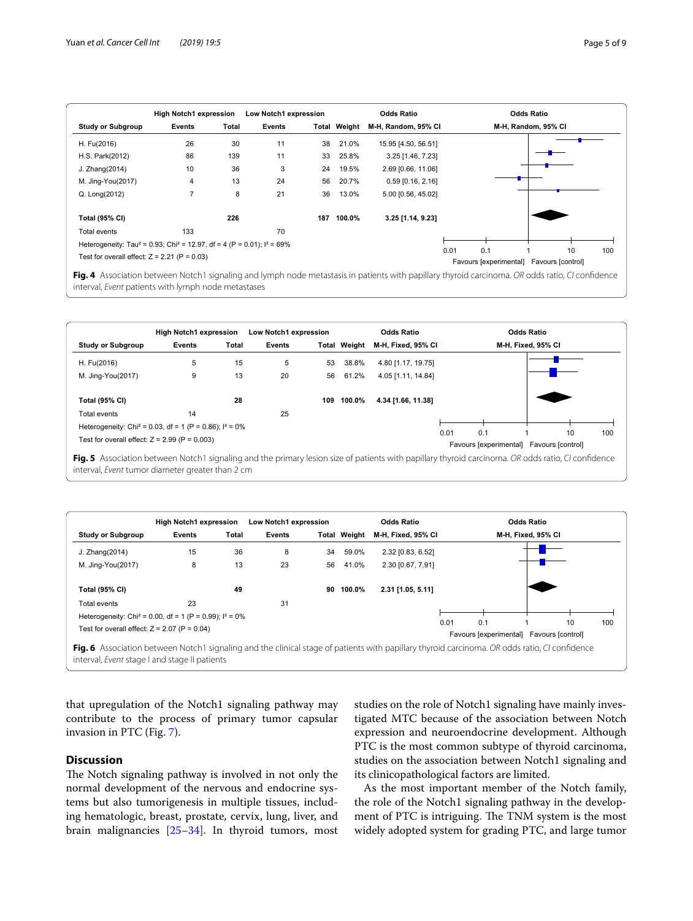| Study or Subgroup | High Notch1 expression Events | High Notch1 expression Total | Low Notch1 expression Events | Low Notch1 expression Total | Weight | Odds Ratio M-H, Random, 95% CI |
|---|---|---|---|---|---|---|
| H. Fu(2016) | 26 | 30 | 11 | 38 | 21.0% | 15.95 [4.50, 56.51] |
| H.S. Park(2012) | 86 | 139 | 11 | 33 | 25.8% | 3.25 [1.46, 7.23] |
| J. Zhang(2014) | 10 | 36 | 3 | 24 | 19.5% | 2.69 [0.66, 11.06] |
| M. Jing-You(2017) | 4 | 13 | 24 | 56 | 20.7% | 0.59 [0.16, 2.16] |
| Q. Long(2012) | 7 | 8 | 21 | 36 | 13.0% | 5.00 [0.56, 45.02] |
| **Total (95% CI)** | | **226** | | **187** | **100.0%** | **3.25 [1.14, 9.23]** |
| Total events | 133 | | 70 | | | |

Heterogeneity: $Tau^2 = 0.93$; $Chi^2 = 12.97$, df = 4 ($P = 0.01$); $I^2 = 69\%$

Test for overall effect: $Z = 2.21$ ($P = 0.03$)

Favours [experimental] Favours [control]

**Fig. 4** Association between Notch1 signaling and lymph node metastasis in patients with papillary thyroid carcinoma. *OR* odds ratio, *CI* confidence interval, *Event* patients with lymph node metastases

| Study or Subgroup | High Notch1 expression Events | High Notch1 expression Total | Low Notch1 expression Events | Low Notch1 expression Total | Weight | Odds Ratio M-H, Fixed, 95% CI |
|---|---|---|---|---|---|---|
| H. Fu(2016) | 5 | 15 | 5 | 53 | 38.8% | 4.80 [1.17, 19.75] |
| M. Jing-You(2017) | 9 | 13 | 20 | 56 | 61.2% | 4.05 [1.11, 14.84] |
| **Total (95% CI)** | | **28** | | **109** | **100.0%** | **4.34 [1.66, 11.38]** |
| Total events | 14 | | 25 | | | |

Heterogeneity: $Chi^2 = 0.03$, df = 1 ($P = 0.86$); $I^2 = 0\%$

Test for overall effect: $Z = 2.99$ ($P = 0.003$)

Favours [experimental] Favours [control]

**Fig. 5** Association between Notch1 signaling and the primary lesion size of patients with papillary thyroid carcinoma. *OR* odds ratio, *CI* confidence interval, *Event* tumor diameter greater than 2 cm

| Study or Subgroup | High Notch1 expression Events | High Notch1 expression Total | Low Notch1 expression Events | Low Notch1 expression Total | Weight | Odds Ratio M-H, Fixed, 95% CI |
|---|---|---|---|---|---|---|
| J. Zhang(2014) | 15 | 36 | 8 | 34 | 59.0% | 2.32 [0.83, 6.52] |
| M. Jing-You(2017) | 8 | 13 | 23 | 56 | 41.0% | 2.30 [0.67, 7.91] |
| **Total (95% CI)** | | **49** | | **90** | **100.0%** | **2.31 [1.05, 5.11]** |
| Total events | 23 | | 31 | | | |

Heterogeneity: $Chi^2 = 0.00$, df = 1 ($P = 0.99$); $I^2 = 0\%$

Test for overall effect: $Z = 2.07$ ($P = 0.04$)

Favours [experimental] Favours [control]

**Fig. 6** Association between Notch1 signaling and the clinical stage of patients with papillary thyroid carcinoma. *OR* odds ratio, *CI* confidence interval, *Event* stage I and stage II patients

that upregulation of the Notch1 signaling pathway may contribute to the process of primary tumor capsular invasion in PTC (Fig. 7).

## Discussion

The Notch signaling pathway is involved in not only the normal development of the nervous and endocrine systems but also tumorigenesis in multiple tissues, including hematologic, breast, prostate, cervix, lung, liver, and brain malignancies [25–34]. In thyroid tumors, most studies on the role of Notch1 signaling have mainly investigated MTC because of the association between Notch expression and neuroendocrine development. Although PTC is the most common subtype of thyroid carcinoma, studies on the association between Notch1 signaling and its clinicopathological factors are limited.

As the most important member of the Notch family, the role of the Notch1 signaling pathway in the development of PTC is intriguing. The TNM system is the most widely adopted system for grading PTC, and large tumor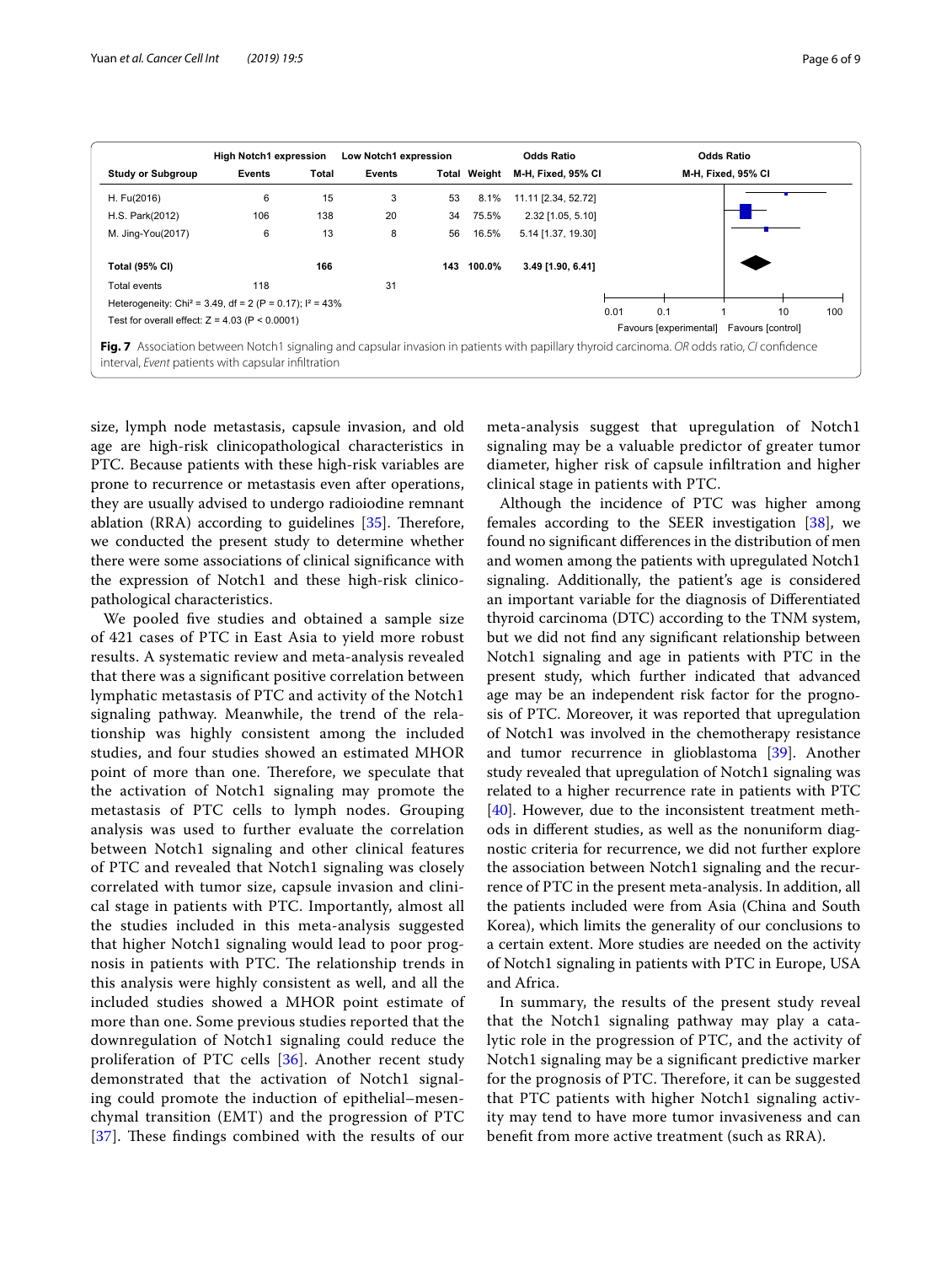| Study or Subgroup | High Notch1 expression Events | High Notch1 expression Total | Low Notch1 expression Events | Low Notch1 expression Total | Weight | Odds Ratio M-H, Fixed, 95% CI |
|---|---|---|---|---|---|---|
| H. Fu(2016) | 6 | 15 | 3 | 53 | 8.1% | 11.11 [2.34, 52.72] |
| H.S. Park(2012) | 106 | 138 | 20 | 34 | 75.5% | 2.32 [1.05, 5.10] |
| M. Jing-You(2017) | 6 | 13 | 8 | 56 | 16.5% | 5.14 [1.37, 19.30] |
| **Total (95% CI)** | | **166** | | **143** | **100.0%** | **3.49 [1.90, 6.41]** |
| Total events | 118 | | 31 | | | |

Heterogeneity: $Chi^2 = 3.49$, df = 2 (P = 0.17); $I^2 = 43\%$

Test for overall effect: Z = 4.03 (P < 0.0001)

Favours [experimental] Favours [control]

**Fig. 7** Association between Notch1 signaling and capsular invasion in patients with papillary thyroid carcinoma. *OR* odds ratio, *CI* confidence interval, *Event* patients with capsular infiltration

size, lymph node metastasis, capsule invasion, and old age are high-risk clinicopathological characteristics in PTC. Because patients with these high-risk variables are prone to recurrence or metastasis even after operations, they are usually advised to undergo radioiodine remnant ablation (RRA) according to guidelines [35]. Therefore, we conducted the present study to determine whether there were some associations of clinical significance with the expression of Notch1 and these high-risk clinicopathological characteristics.

We pooled five studies and obtained a sample size of 421 cases of PTC in East Asia to yield more robust results. A systematic review and meta-analysis revealed that there was a significant positive correlation between lymphatic metastasis of PTC and activity of the Notch1 signaling pathway. Meanwhile, the trend of the relationship was highly consistent among the included studies, and four studies showed an estimated MHOR point of more than one. Therefore, we speculate that the activation of Notch1 signaling may promote the metastasis of PTC cells to lymph nodes. Grouping analysis was used to further evaluate the correlation between Notch1 signaling and other clinical features of PTC and revealed that Notch1 signaling was closely correlated with tumor size, capsule invasion and clinical stage in patients with PTC. Importantly, almost all the studies included in this meta-analysis suggested that higher Notch1 signaling would lead to poor prognosis in patients with PTC. The relationship trends in this analysis were highly consistent as well, and all the included studies showed a MHOR point estimate of more than one. Some previous studies reported that the downregulation of Notch1 signaling could reduce the proliferation of PTC cells [36]. Another recent study demonstrated that the activation of Notch1 signaling could promote the induction of epithelial–mesenchymal transition (EMT) and the progression of PTC [37]. These findings combined with the results of our meta-analysis suggest that upregulation of Notch1 signaling may be a valuable predictor of greater tumor diameter, higher risk of capsule infiltration and higher clinical stage in patients with PTC.

Although the incidence of PTC was higher among females according to the SEER investigation [38], we found no significant differences in the distribution of men and women among the patients with upregulated Notch1 signaling. Additionally, the patient's age is considered an important variable for the diagnosis of Differentiated thyroid carcinoma (DTC) according to the TNM system, but we did not find any significant relationship between Notch1 signaling and age in patients with PTC in the present study, which further indicated that advanced age may be an independent risk factor for the prognosis of PTC. Moreover, it was reported that upregulation of Notch1 was involved in the chemotherapy resistance and tumor recurrence in glioblastoma [39]. Another study revealed that upregulation of Notch1 signaling was related to a higher recurrence rate in patients with PTC [40]. However, due to the inconsistent treatment methods in different studies, as well as the nonuniform diagnostic criteria for recurrence, we did not further explore the association between Notch1 signaling and the recurrence of PTC in the present meta-analysis. In addition, all the patients included were from Asia (China and South Korea), which limits the generality of our conclusions to a certain extent. More studies are needed on the activity of Notch1 signaling in patients with PTC in Europe, USA and Africa.

In summary, the results of the present study reveal that the Notch1 signaling pathway may play a catalytic role in the progression of PTC, and the activity of Notch1 signaling may be a significant predictive marker for the prognosis of PTC. Therefore, it can be suggested that PTC patients with higher Notch1 signaling activity may tend to have more tumor invasiveness and can benefit from more active treatment (such as RRA).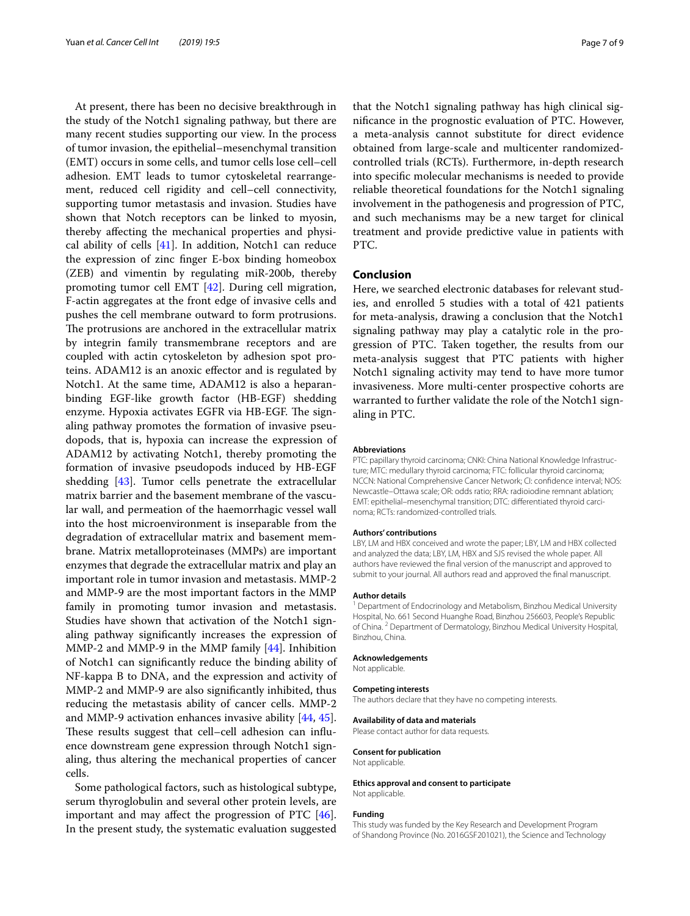At present, there has been no decisive breakthrough in the study of the Notch1 signaling pathway, but there are many recent studies supporting our view. In the process of tumor invasion, the epithelial–mesenchymal transition (EMT) occurs in some cells, and tumor cells lose cell–cell adhesion. EMT leads to tumor cytoskeletal rearrangement, reduced cell rigidity and cell–cell connectivity, supporting tumor metastasis and invasion. Studies have shown that Notch receptors can be linked to myosin, thereby affecting the mechanical properties and physical ability of cells [41]. In addition, Notch1 can reduce the expression of zinc finger E-box binding homeobox (ZEB) and vimentin by regulating miR-200b, thereby promoting tumor cell EMT [42]. During cell migration, F-actin aggregates at the front edge of invasive cells and pushes the cell membrane outward to form protrusions. The protrusions are anchored in the extracellular matrix by integrin family transmembrane receptors and are coupled with actin cytoskeleton by adhesion spot proteins. ADAM12 is an anoxic effector and is regulated by Notch1. At the same time, ADAM12 is also a heparan-binding EGF-like growth factor (HB-EGF) shedding enzyme. Hypoxia activates EGFR via HB-EGF. The signaling pathway promotes the formation of invasive pseudopods, that is, hypoxia can increase the expression of ADAM12 by activating Notch1, thereby promoting the formation of invasive pseudopods induced by HB-EGF shedding [43]. Tumor cells penetrate the extracellular matrix barrier and the basement membrane of the vascular wall, and permeation of the haemorrhagic vessel wall into the host microenvironment is inseparable from the degradation of extracellular matrix and basement membrane. Matrix metalloproteinases (MMPs) are important enzymes that degrade the extracellular matrix and play an important role in tumor invasion and metastasis. MMP-2 and MMP-9 are the most important factors in the MMP family in promoting tumor invasion and metastasis. Studies have shown that activation of the Notch1 signaling pathway significantly increases the expression of MMP-2 and MMP-9 in the MMP family [44]. Inhibition of Notch1 can significantly reduce the binding ability of NF-kappa B to DNA, and the expression and activity of MMP-2 and MMP-9 are also significantly inhibited, thus reducing the metastasis ability of cancer cells. MMP-2 and MMP-9 activation enhances invasive ability [44, 45]. These results suggest that cell–cell adhesion can influence downstream gene expression through Notch1 signaling, thus altering the mechanical properties of cancer cells.

Some pathological factors, such as histological subtype, serum thyroglobulin and several other protein levels, are important and may affect the progression of PTC [46]. In the present study, the systematic evaluation suggested that the Notch1 signaling pathway has high clinical significance in the prognostic evaluation of PTC. However, a meta-analysis cannot substitute for direct evidence obtained from large-scale and multicenter randomized-controlled trials (RCTs). Furthermore, in-depth research into specific molecular mechanisms is needed to provide reliable theoretical foundations for the Notch1 signaling involvement in the pathogenesis and progression of PTC, and such mechanisms may be a new target for clinical treatment and provide predictive value in patients with PTC.

## Conclusion

Here, we searched electronic databases for relevant studies, and enrolled 5 studies with a total of 421 patients for meta-analysis, drawing a conclusion that the Notch1 signaling pathway may play a catalytic role in the progression of PTC. Taken together, the results from our meta-analysis suggest that PTC patients with higher Notch1 signaling activity may tend to have more tumor invasiveness. More multi-center prospective cohorts are warranted to further validate the role of the Notch1 signaling in PTC.

#### Abbreviations

PTC: papillary thyroid carcinoma; CNKI: China National Knowledge Infrastructure; MTC: medullary thyroid carcinoma; FTC: follicular thyroid carcinoma; NCCN: National Comprehensive Cancer Network; CI: confidence interval; NOS: Newcastle–Ottawa scale; OR: odds ratio; RRA: radioiodine remnant ablation; EMT: epithelial–mesenchymal transition; DTC: differentiated thyroid carcinoma; RCTs: randomized-controlled trials.

#### Authors' contributions

LBY, LM and HBX conceived and wrote the paper; LBY, LM and HBX collected and analyzed the data; LBY, LM, HBX and SJS revised the whole paper. All authors have reviewed the final version of the manuscript and approved to submit to your journal. All authors read and approved the final manuscript.

#### Author details

[1] Department of Endocrinology and Metabolism, Binzhou Medical University Hospital, No. 661 Second Huanghe Road, Binzhou 256603, People's Republic of China. [2] Department of Dermatology, Binzhou Medical University Hospital, Binzhou, China.

#### Acknowledgements

Not applicable.

#### Competing interests

The authors declare that they have no competing interests.

#### Availability of data and materials

Please contact author for data requests.

#### Consent for publication

Not applicable.

#### Ethics approval and consent to participate

Not applicable.

#### Funding

This study was funded by the Key Research and Development Program of Shandong Province (No. 2016GSF201021), the Science and Technology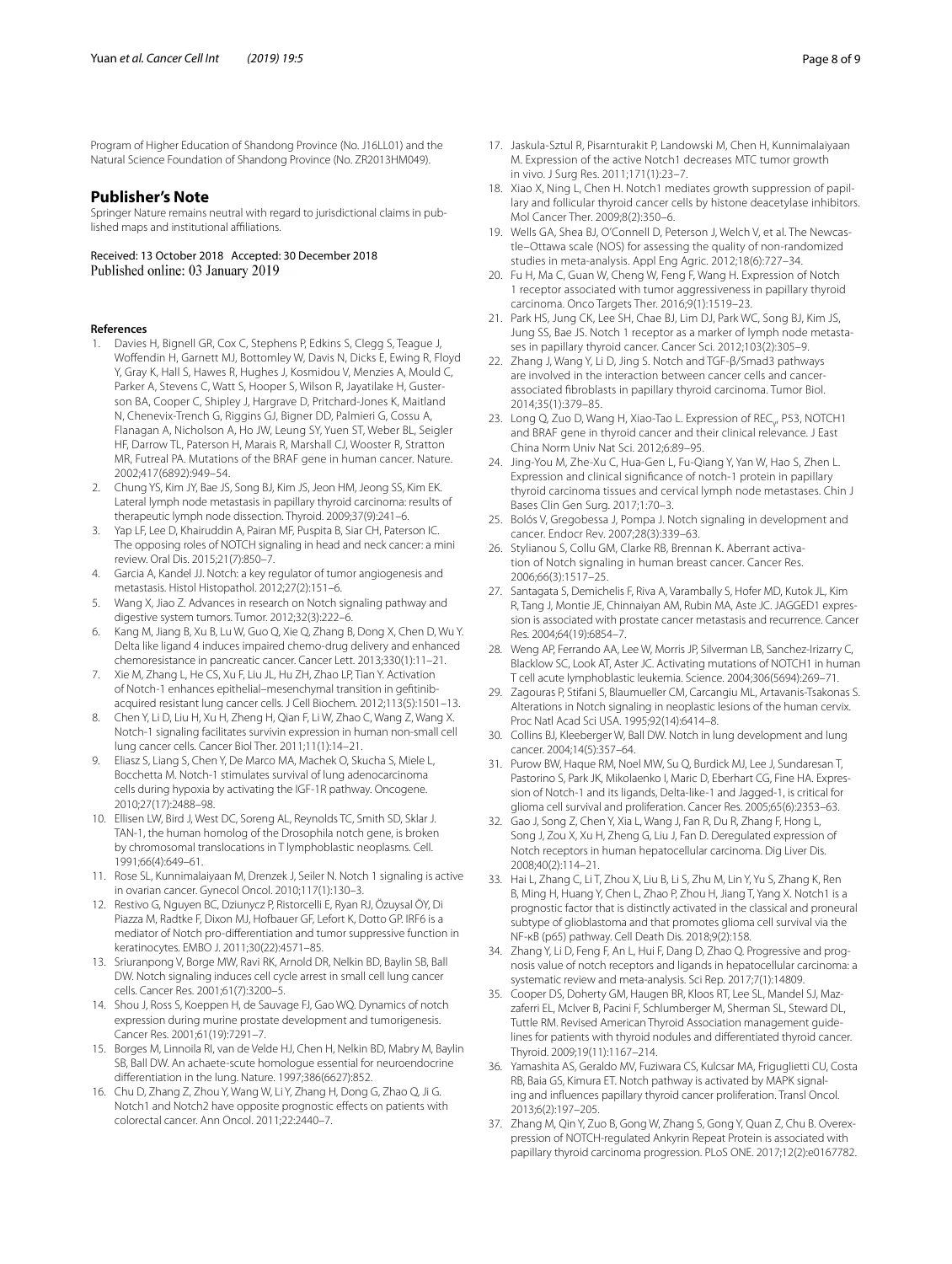Program of Higher Education of Shandong Province (No. J16LL01) and the Natural Science Foundation of Shandong Province (No. ZR2013HM049).

## Publisher's Note

Springer Nature remains neutral with regard to jurisdictional claims in published maps and institutional affiliations.

Received: 13 October 2018 Accepted: 30 December 2018
Published online: 03 January 2019

## References

1. Davies H, Bignell GR, Cox C, Stephens P, Edkins S, Clegg S, Teague J, Woffendin H, Garnett MJ, Bottomley W, Davis N, Dicks E, Ewing R, Floyd Y, Gray K, Hall S, Hawes R, Hughes J, Kosmidou V, Menzies A, Mould C, Parker A, Stevens C, Watt S, Hooper S, Wilson R, Jayatilake H, Gusterson BA, Cooper C, Shipley J, Hargrave D, Pritchard-Jones K, Maitland N, Chenevix-Trench G, Riggins GJ, Bigner DD, Palmieri G, Cossu A, Flanagan A, Nicholson A, Ho JW, Leung SY, Yuen ST, Weber BL, Seigler HF, Darrow TL, Paterson H, Marais R, Marshall CJ, Wooster R, Stratton MR, Futreal PA. Mutations of the BRAF gene in human cancer. Nature. 2002;417(6892):949–54.
2. Chung YS, Kim JY, Bae JS, Song BJ, Kim JS, Jeon HM, Jeong SS, Kim EK. Lateral lymph node metastasis in papillary thyroid carcinoma: results of therapeutic lymph node dissection. Thyroid. 2009;37(9):241–6.
3. Yap LF, Lee D, Khairuddin A, Pairan MF, Puspita B, Siar CH, Paterson IC. The opposing roles of NOTCH signaling in head and neck cancer: a mini review. Oral Dis. 2015;21(7):850–7.
4. Garcia A, Kandel JJ. Notch: a key regulator of tumor angiogenesis and metastasis. Histol Histopathol. 2012;27(2):151–6.
5. Wang X, Jiao Z. Advances in research on Notch signaling pathway and digestive system tumors. Tumor. 2012;32(3):222–6.
6. Kang M, Jiang B, Xu B, Lu W, Guo Q, Xie Q, Zhang B, Dong X, Chen D, Wu Y. Delta like ligand 4 induces impaired chemo-drug delivery and enhanced chemoresistance in pancreatic cancer. Cancer Lett. 2013;330(1):11–21.
7. Xie M, Zhang L, He CS, Xu F, Liu JL, Hu ZH, Zhao LP, Tian Y. Activation of Notch-1 enhances epithelial–mesenchymal transition in gefitinib-acquired resistant lung cancer cells. J Cell Biochem. 2012;113(5):1501–13.
8. Chen Y, Li D, Liu H, Xu H, Zheng H, Qian F, Li W, Zhao C, Wang Z, Wang X. Notch-1 signaling facilitates survivin expression in human non-small cell lung cancer cells. Cancer Biol Ther. 2011;11(1):14–21.
9. Eliasz S, Liang S, Chen Y, De Marco MA, Machek O, Skucha S, Miele L, Bocchetta M. Notch-1 stimulates survival of lung adenocarcinoma cells during hypoxia by activating the IGF-1R pathway. Oncogene. 2010;27(17):2488–98.
10. Ellisen LW, Bird J, West DC, Soreng AL, Reynolds TC, Smith SD, Sklar J. TAN-1, the human homolog of the Drosophila notch gene, is broken by chromosomal translocations in T lymphoblastic neoplasms. Cell. 1991;66(4):649–61.
11. Rose SL, Kunnimalaiyaan M, Drenzek J, Seiler N. Notch 1 signaling is active in ovarian cancer. Gynecol Oncol. 2010;117(1):130–3.
12. Restivo G, Nguyen BC, Dziunycz P, Ristorcelli E, Ryan RJ, Özuysal ÖY, Di Piazza M, Radtke F, Dixon MJ, Hofbauer GF, Lefort K, Dotto GP. IRF6 is a mediator of Notch pro-differentiation and tumor suppressive function in keratinocytes. EMBO J. 2011;30(22):4571–85.
13. Sriuranpong V, Borge MW, Ravi RK, Arnold DR, Nelkin BD, Baylin SB, Ball DW. Notch signaling induces cell cycle arrest in small cell lung cancer cells. Cancer Res. 2001;61(7):3200–5.
14. Shou J, Ross S, Koeppen H, de Sauvage FJ, Gao WQ. Dynamics of notch expression during murine prostate development and tumorigenesis. Cancer Res. 2001;61(19):7291–7.
15. Borges M, Linnoila RI, van de Velde HJ, Chen H, Nelkin BD, Mabry M, Baylin SB, Ball DW. An achaete-scute homologue essential for neuroendocrine differentiation in the lung. Nature. 1997;386(6627):852.
16. Chu D, Zhang Z, Zhou Y, Wang W, Li Y, Zhang H, Dong G, Zhao Q, Ji G. Notch1 and Notch2 have opposite prognostic effects on patients with colorectal cancer. Ann Oncol. 2011;22:2440–7.
17. Jaskula-Sztul R, Pisarnturakit P, Landowski M, Chen H, Kunnimalaiyaan M. Expression of the active Notch1 decreases MTC tumor growth in vivo. J Surg Res. 2011;171(1):23–7.
18. Xiao X, Ning L, Chen H. Notch1 mediates growth suppression of papillary and follicular thyroid cancer cells by histone deacetylase inhibitors. Mol Cancer Ther. 2009;8(2):350–6.
19. Wells GA, Shea BJ, O'Connell D, Peterson J, Welch V, et al. The Newcastle–Ottawa scale (NOS) for assessing the quality of non-randomized studies in meta-analysis. Appl Eng Agric. 2012;18(6):727–34.
20. Fu H, Ma C, Guan W, Cheng W, Feng F, Wang H. Expression of Notch 1 receptor associated with tumor aggressiveness in papillary thyroid carcinoma. Onco Targets Ther. 2016;9(1):1519–23.
21. Park HS, Jung CK, Lee SH, Chae BJ, Lim DJ, Park WC, Song BJ, Kim JS, Jung SS, Bae JS. Notch 1 receptor as a marker of lymph node metastases in papillary thyroid cancer. Cancer Sci. 2012;103(2):305–9.
22. Zhang J, Wang Y, Li D, Jing S. Notch and TGF-β/Smad3 pathways are involved in the interaction between cancer cells and cancer-associated fibroblasts in papillary thyroid carcinoma. Tumor Biol. 2014;35(1):379–85.
23. Long Q, Zuo D, Wang H, Xiao-Tao L. Expression of $REC_{\gamma}$, P53, NOTCH1 and BRAF gene in thyroid cancer and their clinical relevance. J East China Norm Univ Nat Sci. 2012;6:89–95.
24. Jing-You M, Zhe-Xu C, Hua-Gen L, Fu-Qiang Y, Yan W, Hao S, Zhen L. Expression and clinical significance of notch-1 protein in papillary thyroid carcinoma tissues and cervical lymph node metastases. Chin J Bases Clin Gen Surg. 2017;1:70–3.
25. Bolós V, Gregobessa J, Pompa J. Notch signaling in development and cancer. Endocr Rev. 2007;28(3):339–63.
26. Stylianou S, Collu GM, Clarke RB, Brennan K. Aberrant activation of Notch signaling in human breast cancer. Cancer Res. 2006;66(3):1517–25.
27. Santagata S, Demichelis F, Riva A, Varambally S, Hofer MD, Kutok JL, Kim R, Tang J, Montie JE, Chinnaiyan AM, Rubin MA, Aste JC. JAGGED1 expression is associated with prostate cancer metastasis and recurrence. Cancer Res. 2004;64(19):6854–7.
28. Weng AP, Ferrando AA, Lee W, Morris JP, Silverman LB, Sanchez-Irizarry C, Blacklow SC, Look AT, Aster JC. Activating mutations of NOTCH1 in human T cell acute lymphoblastic leukemia. Science. 2004;306(5694):269–71.
29. Zagouras P, Stifani S, Blaumueller CM, Carcangiu ML, Artavanis-Tsakonas S. Alterations in Notch signaling in neoplastic lesions of the human cervix. Proc Natl Acad Sci USA. 1995;92(14):6414–8.
30. Collins BJ, Kleeberger W, Ball DW. Notch in lung development and lung cancer. 2004;14(5):357–64.
31. Purow BW, Haque RM, Noel MW, Su Q, Burdick MJ, Lee J, Sundaresan T, Pastorino S, Park JK, Mikolaenko I, Maric D, Eberhart CG, Fine HA. Expression of Notch-1 and its ligands, Delta-like-1 and Jagged-1, is critical for glioma cell survival and proliferation. Cancer Res. 2005;65(6):2353–63.
32. Gao J, Song Z, Chen Y, Xia L, Wang J, Fan R, Du R, Zhang F, Hong L, Song J, Zou X, Xu H, Zheng G, Liu J, Fan D. Deregulated expression of Notch receptors in human hepatocellular carcinoma. Dig Liver Dis. 2008;40(2):114–21.
33. Hai L, Zhang C, Li T, Zhou X, Liu B, Li S, Zhu M, Lin Y, Yu S, Zhang K, Ren B, Ming H, Huang Y, Chen L, Zhao P, Zhou H, Jiang T, Yang X. Notch1 is a prognostic factor that is distinctly activated in the classical and proneural subtype of glioblastoma and that promotes glioma cell survival via the NF-κB (p65) pathway. Cell Death Dis. 2018;9(2):158.
34. Zhang Y, Li D, Feng F, An L, Hui F, Dang D, Zhao Q. Progressive and prognosis value of notch receptors and ligands in hepatocellular carcinoma: a systematic review and meta-analysis. Sci Rep. 2017;7(1):14809.
35. Cooper DS, Doherty GM, Haugen BR, Kloos RT, Lee SL, Mandel SJ, Mazzaferri EL, McIver B, Pacini F, Schlumberger M, Sherman SL, Steward DL, Tuttle RM. Revised American Thyroid Association management guidelines for patients with thyroid nodules and differentiated thyroid cancer. Thyroid. 2009;19(11):1167–214.
36. Yamashita AS, Geraldo MV, Fuziwara CS, Kulcsar MA, Friguglietti CU, Costa RB, Baia GS, Kimura ET. Notch pathway is activated by MAPK signaling and influences papillary thyroid cancer proliferation. Transl Oncol. 2013;6(2):197–205.
37. Zhang M, Qin Y, Zuo B, Gong W, Zhang S, Gong Y, Quan Z, Chu B. Overexpression of NOTCH-regulated Ankyrin Repeat Protein is associated with papillary thyroid carcinoma progression. PLoS ONE. 2017;12(2):e0167782.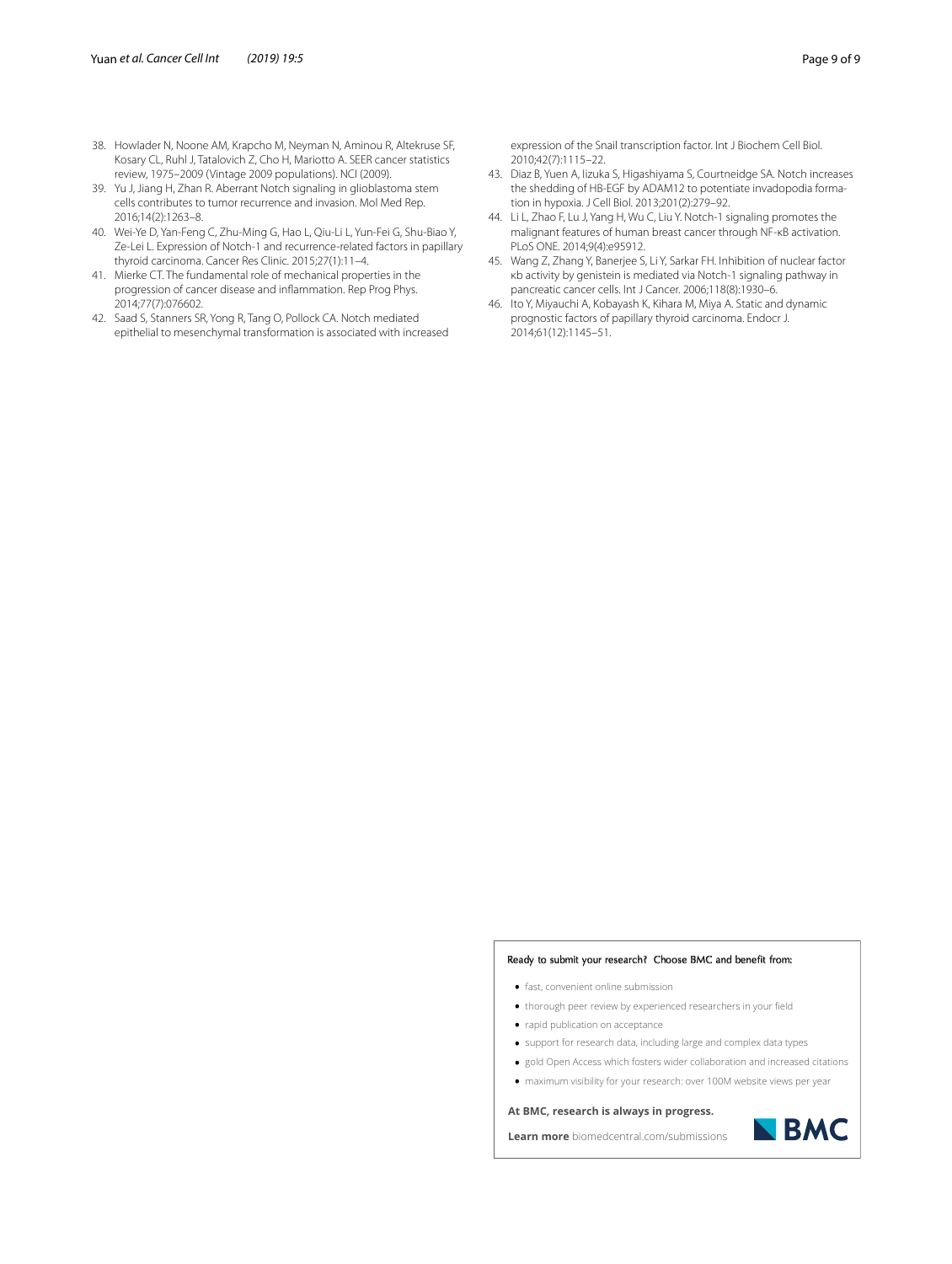38. Howlader N, Noone AM, Krapcho M, Neyman N, Aminou R, Altekruse SF, Kosary CL, Ruhl J, Tatalovich Z, Cho H, Mariotto A. SEER cancer statistics review, 1975–2009 (Vintage 2009 populations). NCI (2009).
39. Yu J, Jiang H, Zhan R. Aberrant Notch signaling in glioblastoma stem cells contributes to tumor recurrence and invasion. Mol Med Rep. 2016;14(2):1263–8.
40. Wei-Ye D, Yan-Feng C, Zhu-Ming G, Hao L, Qiu-Li L, Yun-Fei G, Shu-Biao Y, Ze-Lei L. Expression of Notch-1 and recurrence-related factors in papillary thyroid carcinoma. Cancer Res Clinic. 2015;27(1):11–4.
41. Mierke CT. The fundamental role of mechanical properties in the progression of cancer disease and inflammation. Rep Prog Phys. 2014;77(7):076602.
42. Saad S, Stanners SR, Yong R, Tang O, Pollock CA. Notch mediated epithelial to mesenchymal transformation is associated with increased expression of the Snail transcription factor. Int J Biochem Cell Biol. 2010;42(7):1115–22.
43. Diaz B, Yuen A, Iizuka S, Higashiyama S, Courtneidge SA. Notch increases the shedding of HB-EGF by ADAM12 to potentiate invadopodia formation in hypoxia. J Cell Biol. 2013;201(2):279–92.
44. Li L, Zhao F, Lu J, Yang H, Wu C, Liu Y. Notch-1 signaling promotes the malignant features of human breast cancer through NF-κB activation. PLoS ONE. 2014;9(4):e95912.
45. Wang Z, Zhang Y, Banerjee S, Li Y, Sarkar FH. Inhibition of nuclear factor κb activity by genistein is mediated via Notch-1 signaling pathway in pancreatic cancer cells. Int J Cancer. 2006;118(8):1930–6.
46. Ito Y, Miyauchi A, Kobayash K, Kihara M, Miya A. Static and dynamic prognostic factors of papillary thyroid carcinoma. Endocr J. 2014;61(12):1145–51.

Ready to submit your research? Choose BMC and benefit from:

- fast, convenient online submission
- thorough peer review by experienced researchers in your field
- rapid publication on acceptance
- support for research data, including large and complex data types
- gold Open Access which fosters wider collaboration and increased citations
- maximum visibility for your research: over 100M website views per year

**At BMC, research is always in progress.**

**Learn more** biomedcentral.com/submissions